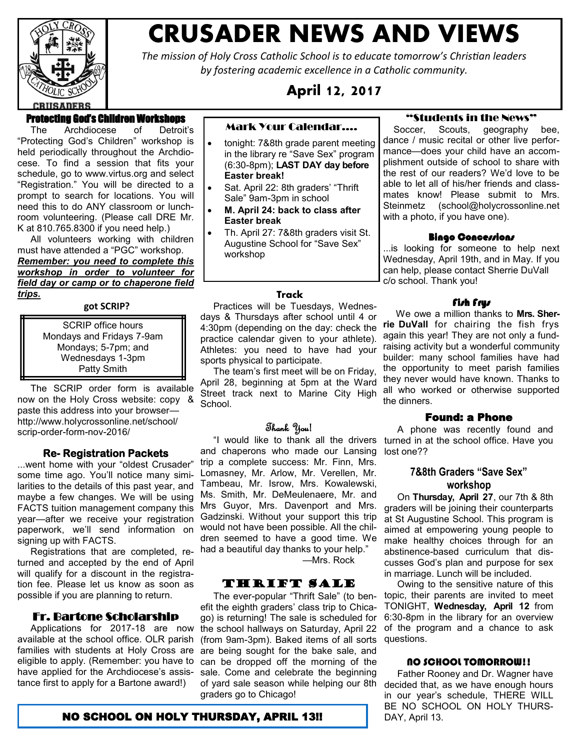# CRUSADER NEWS AND VIEWS

*The mission of Holy Cross Catholic School is to educate tomorrow's Christian leaders by fostering academic excellence in a Catholic community.*

## April 12, 2017

### Protecting God's Children Workshops

The Archdiocese of Detroit's "Protecting God's Children" workshop is held periodically throughout the Archdiocese. To find a session that fits your schedule, go to www.virtus.org and select "Registration." You will be directed to a prompt to search for locations. You will need this to do ANY classroom or lunchroom volunteering. (Please call DRE Mr. K at 810.765.8300 if you need help.)

All volunteers working with children must have attended a "PGC" workshop. ***Remember: you need to complete this workshop in order to volunteer for field day or camp or to chaperone field trips.***

### got SCRIP?

SCRIP office hours
Mondays and Fridays 7-9am
Mondays; 5-7pm; and
Wednesdays 1-3pm
Patty Smith

The SCRIP order form is available now on the Holy Cross website: copy & paste this address into your browser—http://www.holycrossonline.net/school/scrip-order-form-nov-2016/

### Re- Registration Packets

...went home with your "oldest Crusader" some time ago. You'll notice many similarities to the details of this past year, and maybe a few changes. We will be using FACTS tuition management company this year—after we receive your registration paperwork, we'll send information on signing up with FACTS.

Registrations that are completed, returned and accepted by the end of April will qualify for a discount in the registration fee. Please let us know as soon as possible if you are planning to return.

### Fr. Bartone Scholarship

Applications for 2017-18 are now available at the school office. OLR parish families with students at Holy Cross are eligible to apply. (Remember: you have to have applied for the Archdiocese's assistance first to apply for a Bartone award!)

### Mark Your Calendar....

- tonight: 7&8th grade parent meeting in the library re "Save Sex" program (6:30-8pm); **LAST DAY day before Easter break!**
- Sat. April 22: 8th graders' "Thrift Sale" 9am-3pm in school
- **M. April 24: back to class after Easter break**
- Th. April 27: 7&8th graders visit St. Augustine School for "Save Sex" workshop

### Track

Practices will be Tuesdays, Wednesdays & Thursdays after school until 4 or 4:30pm (depending on the day: check the practice calendar given to your athlete). Athletes: you need to have had your sports physical to participate.

The team's first meet will be on Friday, April 28, beginning at 5pm at the Ward Street track next to Marine City High School.

### Thank You!

"I would like to thank all the drivers and chaperons who made our Lansing trip a complete success: Mr. Finn, Mrs. Lomasney, Mr. Arlow, Mr. Verellen, Mr. Tambeau, Mr. Isrow, Mrs. Kowalewski, Ms. Smith, Mr. DeMeulenaere, Mr. and Mrs Guyor, Mrs. Davenport and Mrs. Gadzinski. Without your support this trip would not have been possible. All the children seemed to have a good time. We had a beautiful day thanks to your help."

—Mrs. Rock

### THRIFT SALE

The ever-popular "Thrift Sale" (to benefit the eighth graders' class trip to Chicago) is returning! The sale is scheduled for the school hallways on Saturday, April 22 (from 9am-3pm). Baked items of all sorts are being sought for the bake sale, and can be dropped off the morning of the sale. Come and celebrate the beginning of yard sale season while helping our 8th graders go to Chicago!

### "Students in the News"

Soccer, Scouts, geography bee, dance / music recital or other live performance—does your child have an accomplishment outside of school to share with the rest of our readers? We'd love to be able to let all of his/her friends and classmates know! Please submit to Mrs. Steinmetz (school@holycrossonline.net with a photo, if you have one).

### Bingo Concessions

...is looking for someone to help next Wednesday, April 19th, and in May. If you can help, please contact Sherrie DuVall c/o school. Thank you!

### Fish Frys

We owe a million thanks to **Mrs. Sherrie DuVall** for chairing the fish frys again this year! They are not only a fundraising activity but a wonderful community builder: many school families have had the opportunity to meet parish families they never would have known. Thanks to all who worked or otherwise supported the dinners.

### Found: a Phone

A phone was recently found and turned in at the school office. Have you lost one??

### 7&8th Graders "Save Sex" workshop

On **Thursday, April 27**, our 7th & 8th graders will be joining their counterparts at St Augustine School. This program is aimed at empowering young people to make healthy choices through for an abstinence-based curriculum that discusses God's plan and purpose for sex in marriage. Lunch will be included.

Owing to the sensitive nature of this topic, their parents are invited to meet TONIGHT, **Wednesday, April 12** from 6:30-8pm in the library for an overview of the program and a chance to ask questions.

### NO SCHOOL TOMORROW!!

Father Rooney and Dr. Wagner have decided that, as we have enough hours in our year's schedule, THERE WILL BE NO SCHOOL ON HOLY THURSDAY, April 13.

**NO SCHOOL ON HOLY THURSDAY, APRIL 13!!**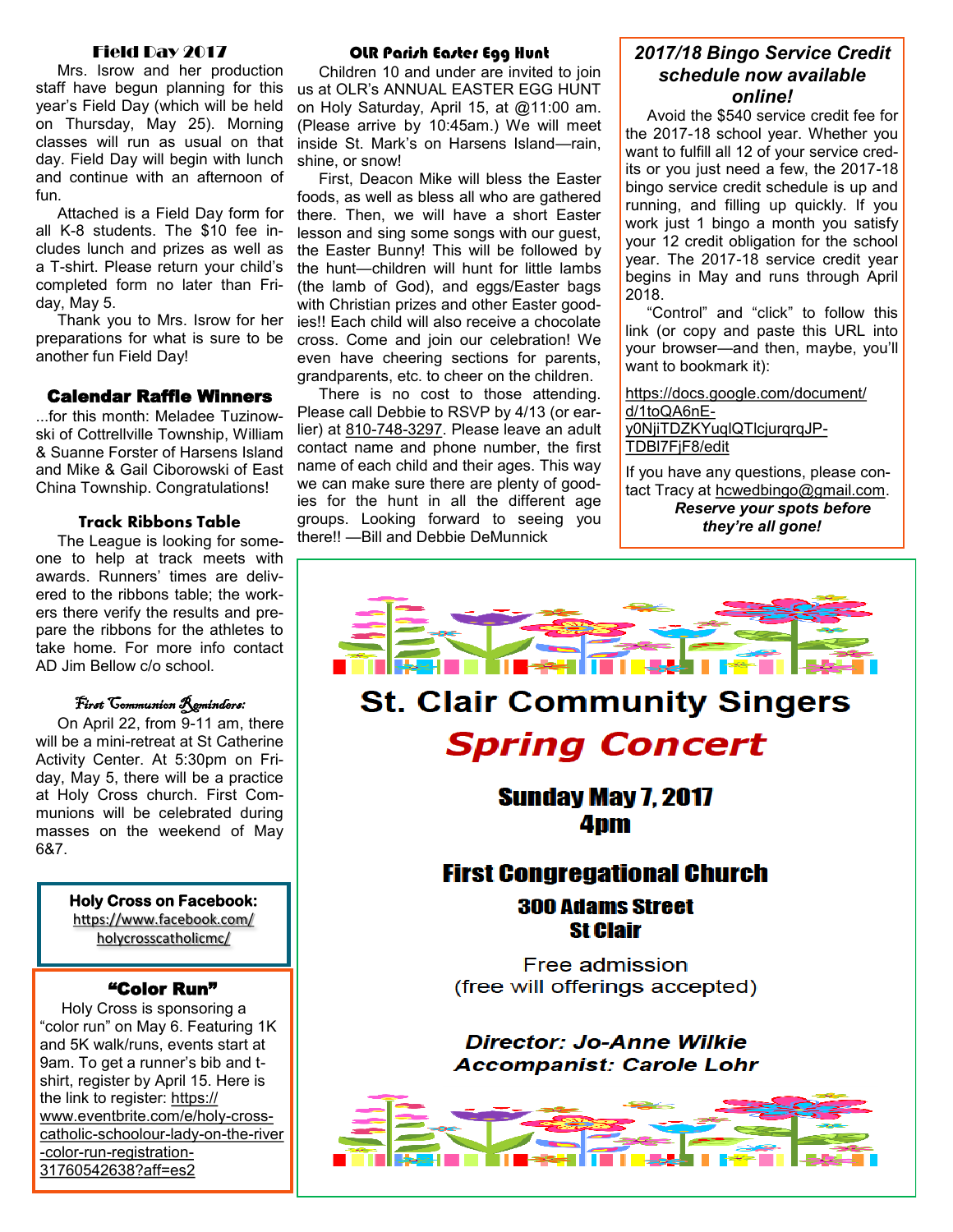## Field Day 2017

Mrs. Isrow and her production staff have begun planning for this year's Field Day (which will be held on Thursday, May 25). Morning classes will run as usual on that day. Field Day will begin with lunch and continue with an afternoon of fun.

Attached is a Field Day form for all K-8 students. The $10 fee includes lunch and prizes as well as a T-shirt. Please return your child's completed form no later than Friday, May 5.

Thank you to Mrs. Isrow for her preparations for what is sure to be another fun Field Day!

## Calendar Raffle Winners

...for this month: Meladee Tuzinowski of Cottrellville Township, William & Suanne Forster of Harsens Island and Mike & Gail Ciborowski of East China Township. Congratulations!

## Track Ribbons Table

The League is looking for someone to help at track meets with awards. Runners' times are delivered to the ribbons table; the workers there verify the results and prepare the ribbons for the athletes to take home. For more info contact AD Jim Bellow c/o school.

## First Communion Reminders:

On April 22, from 9-11 am, there will be a mini-retreat at St Catherine Activity Center. At 5:30pm on Friday, May 5, there will be a practice at Holy Cross church. First Communions will be celebrated during masses on the weekend of May 6&7.

**Holy Cross on Facebook:**
https://www.facebook.com/holycrosscatholicmc/

## "Color Run"

Holy Cross is sponsoring a "color run" on May 6. Featuring 1K and 5K walk/runs, events start at 9am. To get a runner's bib and t-shirt, register by April 15. Here is the link to register: https://www.eventbrite.com/e/holy-cross-catholic-schoolour-lady-on-the-river-color-run-registration-31760542638?aff=es2

## OLR Parish Easter Egg Hunt

Children 10 and under are invited to join us at OLR's ANNUAL EASTER EGG HUNT on Holy Saturday, April 15, at @11:00 am. (Please arrive by 10:45am.) We will meet inside St. Mark's on Harsens Island—rain, shine, or snow!

First, Deacon Mike will bless the Easter foods, as well as bless all who are gathered there. Then, we will have a short Easter lesson and sing some songs with our guest, the Easter Bunny! This will be followed by the hunt—children will hunt for little lambs (the lamb of God), and eggs/Easter bags with Christian prizes and other Easter goodies!! Each child will also receive a chocolate cross. Come and join our celebration! We even have cheering sections for parents, grandparents, etc. to cheer on the children.

There is no cost to those attending. Please call Debbie to RSVP by 4/13 (or earlier) at 810-748-3297. Please leave an adult contact name and phone number, the first name of each child and their ages. This way we can make sure there are plenty of goodies for the hunt in all the different age groups. Looking forward to seeing you there!! —Bill and Debbie DeMunnick

## *2017/18 Bingo Service Credit schedule now available online!*

Avoid the $540 service credit fee for the 2017-18 school year. Whether you want to fulfill all 12 of your service credits or you just need a few, the 2017-18 bingo service credit schedule is up and running, and filling up quickly. If you work just 1 bingo a month you satisfy your 12 credit obligation for the school year. The 2017-18 service credit year begins in May and runs through April 2018.

"Control" and "click" to follow this link (or copy and paste this URL into your browser—and then, maybe, you'll want to bookmark it):

https://docs.google.com/document/d/1toQA6nE-y0NjiTDZKYuqlQTlcjurqrqJP-TDBl7FjF8/edit

If you have any questions, please contact Tracy at hcwedbingo@gmail.com.

***Reserve your spots before they're all gone!***

# St. Clair Community Singers

## *Spring Concert*

**Sunday May 7, 2017**
**4pm**

**First Congregational Church**
**300 Adams Street**
**St Clair**

Free admission
(free will offerings accepted)

***Director: Jo-Anne Wilkie***
***Accompanist: Carole Lohr***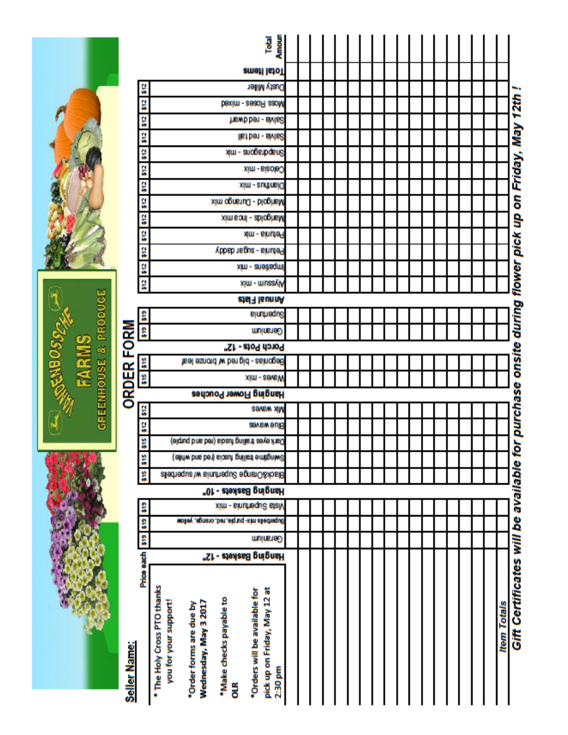# VANDENBOSSCHE FARMS

GREENHOUSE & PRODUCE

## ORDER FORM

**Seller Name:**

* The Holy Cross PTO thanks you for your support!

*Order forms are due by Wednesday, May 3 2017

*Make checks payable to OLR

*Orders will be available for pick up on Friday, May 12 at 2:30 pm

| Price each | Hanging Baskets - 12" | | | Hanging Baskets - 10" | | | | | Hanging Flower Pouches | | Porch Pots - 12" | | Annual Flats | | | | | | | | | | | | | | | Total Items | Total Amount |
|---|---|---|---|---|---|---|---|---|---|---|---|---|---|---|---|---|---|---|---|---|---|---|---|---|---|---|---|---|---|
| | Geranium | Supertells mix- purple, red, orange, yellow | Vista Supertunia - mix | Black&Orange Supertunia w/ supertells | Swingtime trailing fuscia (red and white) | Dark eyes trailing fusca (red and purple) | Blue waves | Mix waves | Waves - mix | Begonias - big red w/ bronze leaf | Geranium | Supertunia | Alyssum - mix | Impatiens - mix | Petunia - sugar daddy | Petunia - mix | Marigolds - Inca mix | Marigold - Durango mix | Dianthus - mix | Celosia - mix | Snapdragons - mix | Salvia - red tall | Salvia - red dwarf | Moss Roses - mixed | Dusty Miller | | |
| | $19 | $19 | $19 | $15 | $15 | $15 | $12 | $12 | $15 | $15 | $19 | $19 | $12 | $12 | $12 | $12 | $12 | $12 | $12 | $12 | $12 | $12 | $12 | $12 | $12 | | |
| | | | | | | | | | | | | | | | | | | | | | | | | | | | | | |
| | | | | | | | | | | | | | | | | | | | | | | | | | | | | | |
| | | | | | | | | | | | | | | | | | | | | | | | | | | | | | |
| | | | | | | | | | | | | | | | | | | | | | | | | | | | | | |
| | | | | | | | | | | | | | | | | | | | | | | | | | | | | | |
| | | | | | | | | | | | | | | | | | | | | | | | | | | | | | |
| | | | | | | | | | | | | | | | | | | | | | | | | | | | | | |
| | | | | | | | | | | | | | | | | | | | | | | | | | | | | | |
| | | | | | | | | | | | | | | | | | | | | | | | | | | | | | |
| | | | | | | | | | | | | | | | | | | | | | | | | | | | | | |
| | | | | | | | | | | | | | | | | | | | | | | | | | | | | | |
| | | | | | | | | | | | | | | | | | | | | | | | | | | | | | |
| | | | | | | | | | | | | | | | | | | | | | | | | | | | | | |
| | | | | | | | | | | | | | | | | | | | | | | | | | | | | | |
| | | | | | | | | | | | | | | | | | | | | | | | | | | | | | |
| | | | | | | | | | | | | | | | | | | | | | | | | | | | | | |
| *Item Totals* | | | | | | | | | | | | | | | | | | | | | | | | | | | | | |

***Gift Certificates will be available for purchase onsite during flower pick up on Friday, May 12th !***